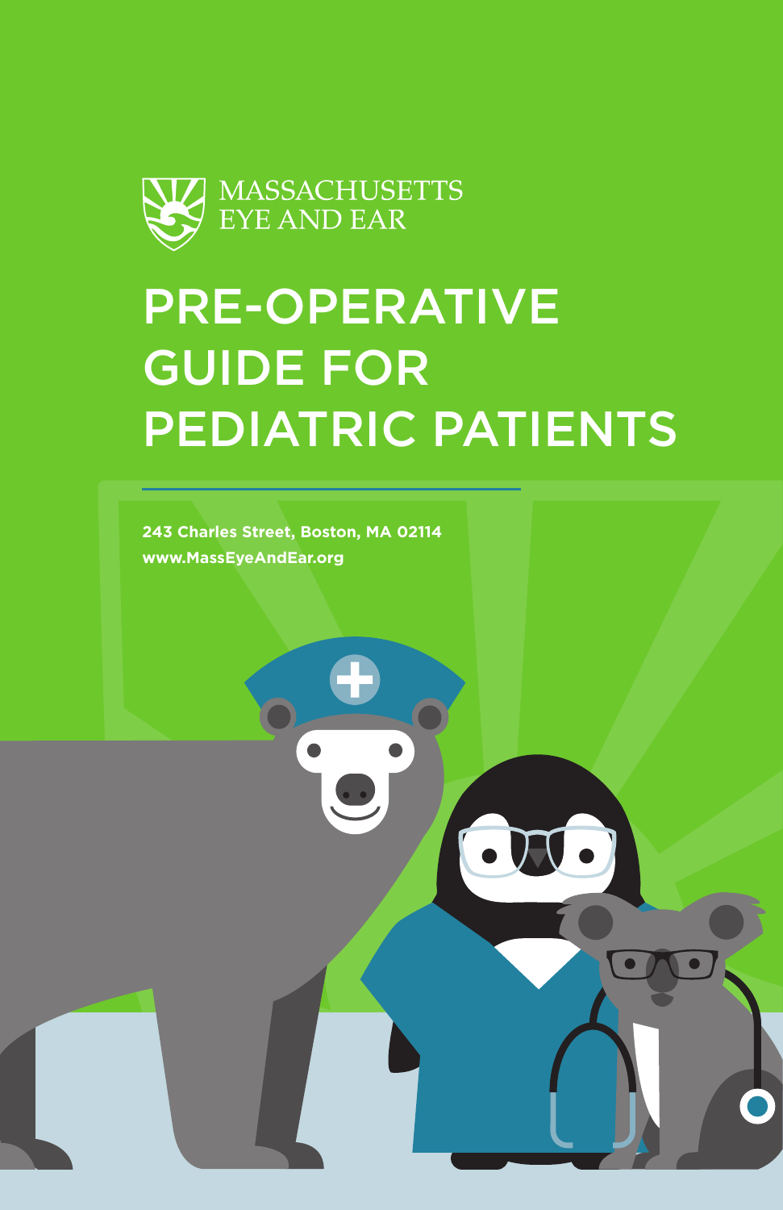MASSACHUSETTS EYE AND EAR

# PRE-OPERATIVE GUIDE FOR PEDIATRIC PATIENTS

**243 Charles Street, Boston, MA 02114**
**www.MassEyeAndEar.org**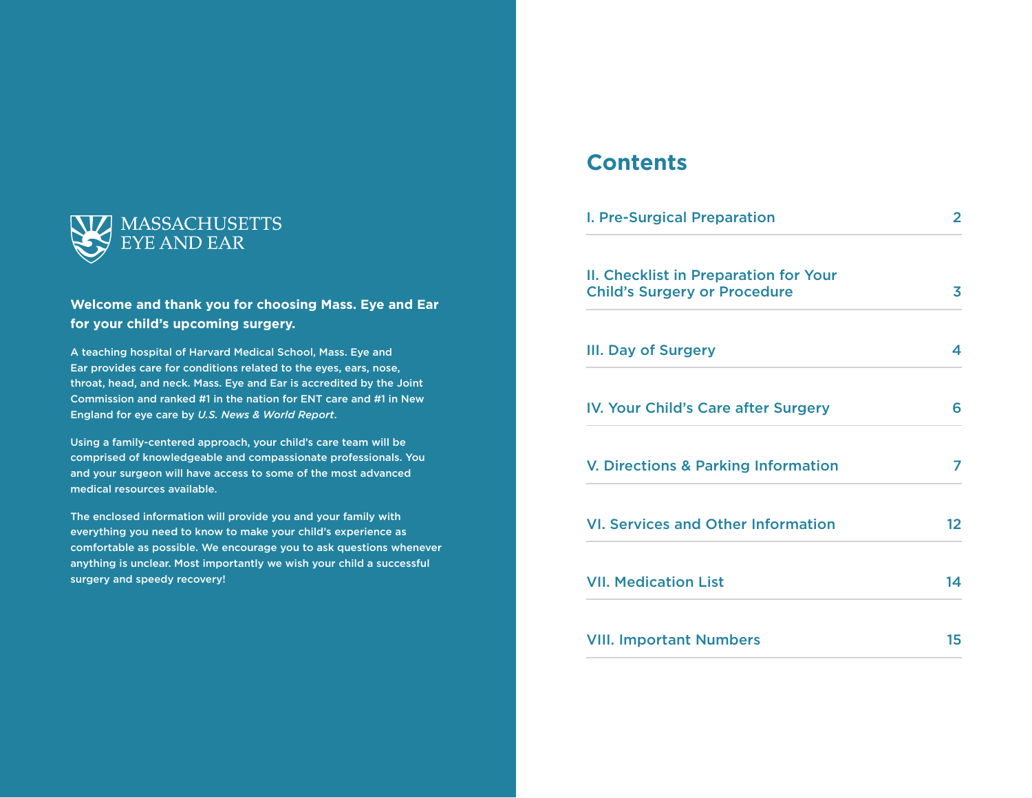MASSACHUSETTS EYE AND EAR

**Welcome and thank you for choosing Mass. Eye and Ear for your child's upcoming surgery.**

A teaching hospital of Harvard Medical School, Mass. Eye and Ear provides care for conditions related to the eyes, ears, nose, throat, head, and neck. Mass. Eye and Ear is accredited by the Joint Commission and ranked #1 in the nation for ENT care and #1 in New England for eye care by *U.S. News & World Report*.

Using a family-centered approach, your child's care team will be comprised of knowledgeable and compassionate professionals. You and your surgeon will have access to some of the most advanced medical resources available.

The enclosed information will provide you and your family with everything you need to know to make your child's experience as comfortable as possible. We encourage you to ask questions whenever anything is unclear. Most importantly we wish your child a successful surgery and speedy recovery!

# Contents

| Section | Page |
| --- | --- |
| I. Pre-Surgical Preparation | 2 |
| II. Checklist in Preparation for Your Child's Surgery or Procedure | 3 |
| III. Day of Surgery | 4 |
| IV. Your Child's Care after Surgery | 6 |
| V. Directions & Parking Information | 7 |
| VI. Services and Other Information | 12 |
| VII. Medication List | 14 |
| VIII. Important Numbers | 15 |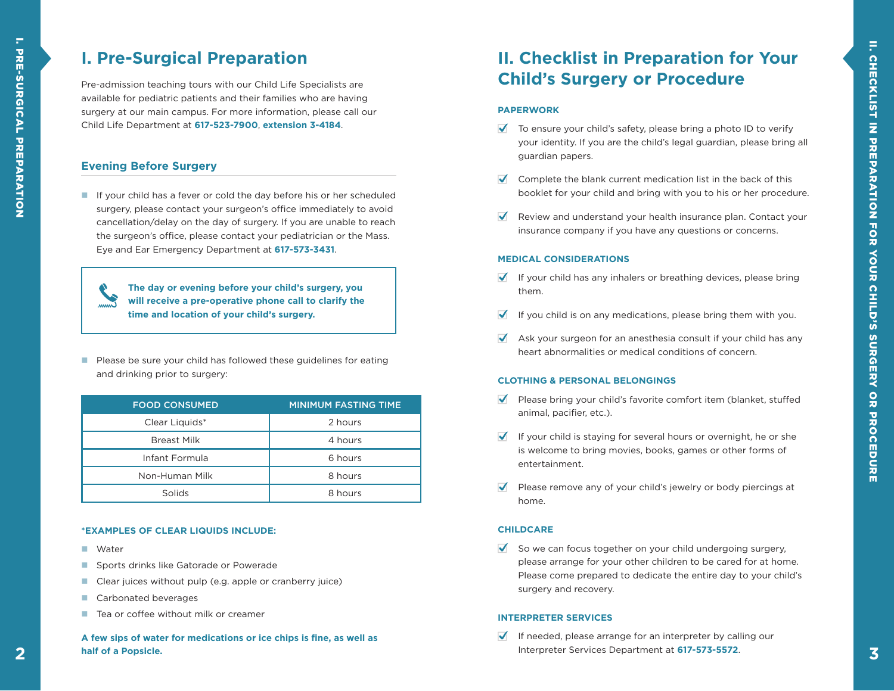# I. Pre-Surgical Preparation

Pre-admission teaching tours with our Child Life Specialists are available for pediatric patients and their families who are having surgery at our main campus. For more information, please call our Child Life Department at **617-523-7900**, **extension 3-4184**.

## Evening Before Surgery

- If your child has a fever or cold the day before his or her scheduled surgery, please contact your surgeon's office immediately to avoid cancellation/delay on the day of surgery. If you are unable to reach the surgeon's office, please contact your pediatrician or the Mass. Eye and Ear Emergency Department at **617-573-3431**.

> **The day or evening before your child's surgery, you will receive a pre-operative phone call to clarify the time and location of your child's surgery.**

- Please be sure your child has followed these guidelines for eating and drinking prior to surgery:

| FOOD CONSUMED | MINIMUM FASTING TIME |
|---|---|
| Clear Liquids* | 2 hours |
| Breast Milk | 4 hours |
| Infant Formula | 6 hours |
| Non-Human Milk | 8 hours |
| Solids | 8 hours |

**\*EXAMPLES OF CLEAR LIQUIDS INCLUDE:**

- Water
- Sports drinks like Gatorade or Powerade
- Clear juices without pulp (e.g. apple or cranberry juice)
- Carbonated beverages
- Tea or coffee without milk or creamer

**A few sips of water for medications or ice chips is fine, as well as half of a Popsicle.**

# II. Checklist in Preparation for Your Child's Surgery or Procedure

### PAPERWORK

- ✔ To ensure your child's safety, please bring a photo ID to verify your identity. If you are the child's legal guardian, please bring all guardian papers.
- ✔ Complete the blank current medication list in the back of this booklet for your child and bring with you to his or her procedure.
- ✔ Review and understand your health insurance plan. Contact your insurance company if you have any questions or concerns.

### MEDICAL CONSIDERATIONS

- ✔ If your child has any inhalers or breathing devices, please bring them.
- ✔ If you child is on any medications, please bring them with you.
- ✔ Ask your surgeon for an anesthesia consult if your child has any heart abnormalities or medical conditions of concern.

### CLOTHING & PERSONAL BELONGINGS

- ✔ Please bring your child's favorite comfort item (blanket, stuffed animal, pacifier, etc.).
- ✔ If your child is staying for several hours or overnight, he or she is welcome to bring movies, books, games or other forms of entertainment.
- ✔ Please remove any of your child's jewelry or body piercings at home.

### CHILDCARE

- ✔ So we can focus together on your child undergoing surgery, please arrange for your other children to be cared for at home. Please come prepared to dedicate the entire day to your child's surgery and recovery.

### INTERPRETER SERVICES

- ✔ If needed, please arrange for an interpreter by calling our Interpreter Services Department at **617-573-5572**.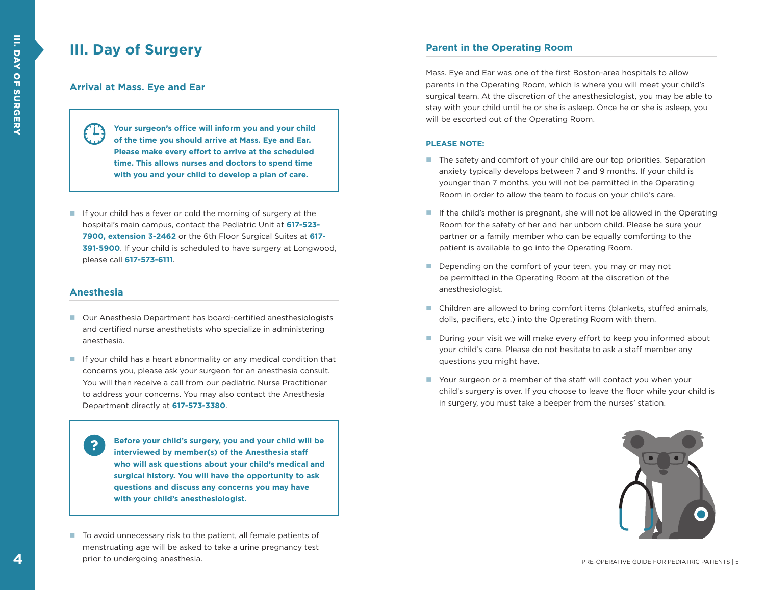# III. Day of Surgery

## Arrival at Mass. Eye and Ear

**Your surgeon's office will inform you and your child of the time you should arrive at Mass. Eye and Ear. Please make every effort to arrive at the scheduled time. This allows nurses and doctors to spend time with you and your child to develop a plan of care.**

- If your child has a fever or cold the morning of surgery at the hospital's main campus, contact the Pediatric Unit at **617-523-7900, extension 3-2462** or the 6th Floor Surgical Suites at **617-391-5900**. If your child is scheduled to have surgery at Longwood, please call **617-573-6111**.

## Anesthesia

- Our Anesthesia Department has board-certified anesthesiologists and certified nurse anesthetists who specialize in administering anesthesia.
- If your child has a heart abnormality or any medical condition that concerns you, please ask your surgeon for an anesthesia consult. You will then receive a call from our pediatric Nurse Practitioner to address your concerns. You may also contact the Anesthesia Department directly at **617-573-3380**.

**Before your child's surgery, you and your child will be interviewed by member(s) of the Anesthesia staff who will ask questions about your child's medical and surgical history. You will have the opportunity to ask questions and discuss any concerns you may have with your child's anesthesiologist.**

- To avoid unnecessary risk to the patient, all female patients of menstruating age will be asked to take a urine pregnancy test prior to undergoing anesthesia.

## Parent in the Operating Room

Mass. Eye and Ear was one of the first Boston-area hospitals to allow parents in the Operating Room, which is where you will meet your child's surgical team. At the discretion of the anesthesiologist, you may be able to stay with your child until he or she is asleep. Once he or she is asleep, you will be escorted out of the Operating Room.

**PLEASE NOTE:**

- The safety and comfort of your child are our top priorities. Separation anxiety typically develops between 7 and 9 months. If your child is younger than 7 months, you will not be permitted in the Operating Room in order to allow the team to focus on your child's care.
- If the child's mother is pregnant, she will not be allowed in the Operating Room for the safety of her and her unborn child. Please be sure your partner or a family member who can be equally comforting to the patient is available to go into the Operating Room.
- Depending on the comfort of your teen, you may or may not be permitted in the Operating Room at the discretion of the anesthesiologist.
- Children are allowed to bring comfort items (blankets, stuffed animals, dolls, pacifiers, etc.) into the Operating Room with them.
- During your visit we will make every effort to keep you informed about your child's care. Please do not hesitate to ask a staff member any questions you might have.
- Your surgeon or a member of the staff will contact you when your child's surgery is over. If you choose to leave the floor while your child is in surgery, you must take a beeper from the nurses' station.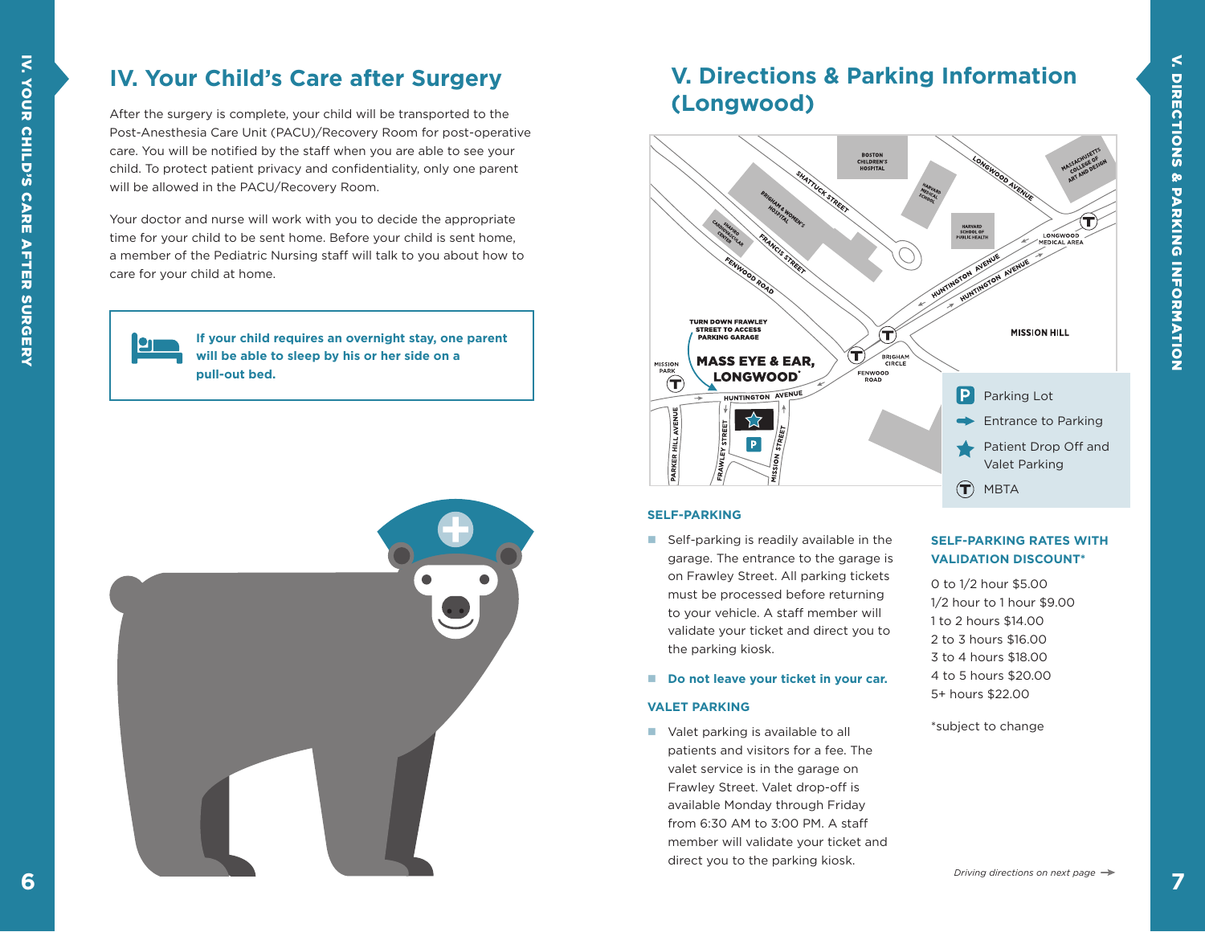# IV. Your Child's Care after Surgery

After the surgery is complete, your child will be transported to the Post-Anesthesia Care Unit (PACU)/Recovery Room for post-operative care. You will be notified by the staff when you are able to see your child. To protect patient privacy and confidentiality, only one parent will be allowed in the PACU/Recovery Room.

Your doctor and nurse will work with you to decide the appropriate time for your child to be sent home. Before your child is sent home, a member of the Pediatric Nursing staff will talk to you about how to care for your child at home.

**If your child requires an overnight stay, one parent will be able to sleep by his or her side on a pull-out bed.**

# V. Directions & Parking Information (Longwood)

Parking Lot

Entrance to Parking

Patient Drop Off and Valet Parking

MBTA

### SELF-PARKING

- Self-parking is readily available in the garage. The entrance to the garage is on Frawley Street. All parking tickets must be processed before returning to your vehicle. A staff member will validate your ticket and direct you to the parking kiosk.
- **Do not leave your ticket in your car.**

### VALET PARKING

- Valet parking is available to all patients and visitors for a fee. The valet service is in the garage on Frawley Street. Valet drop-off is available Monday through Friday from 6:30 AM to 3:00 PM. A staff member will validate your ticket and direct you to the parking kiosk.

### SELF-PARKING RATES WITH VALIDATION DISCOUNT*

0 to 1/2 hour $5.00
1/2 hour to 1 hour $9.00
1 to 2 hours $14.00
2 to 3 hours $16.00
3 to 4 hours $18.00
4 to 5 hours $20.00
5+ hours $22.00

*subject to change

*Driving directions on next page →*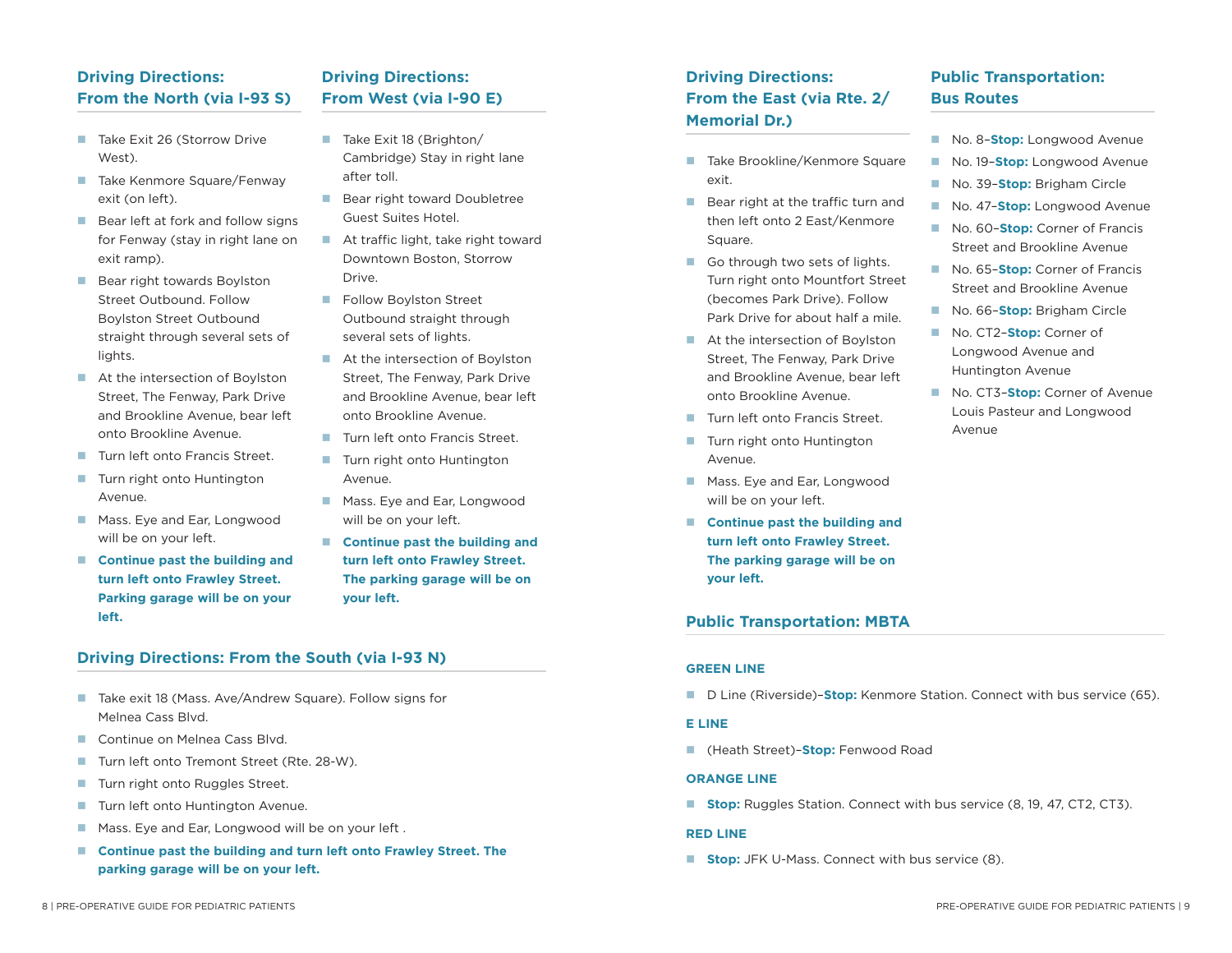## Driving Directions: From the North (via I-93 S)

- Take Exit 26 (Storrow Drive West).
- Take Kenmore Square/Fenway exit (on left).
- Bear left at fork and follow signs for Fenway (stay in right lane on exit ramp).
- Bear right towards Boylston Street Outbound. Follow Boylston Street Outbound straight through several sets of lights.
- At the intersection of Boylston Street, The Fenway, Park Drive and Brookline Avenue, bear left onto Brookline Avenue.
- Turn left onto Francis Street.
- Turn right onto Huntington Avenue.
- Mass. Eye and Ear, Longwood will be on your left.
- **Continue past the building and turn left onto Frawley Street. Parking garage will be on your left.**

## Driving Directions: From West (via I-90 E)

- Take Exit 18 (Brighton/ Cambridge) Stay in right lane after toll.
- Bear right toward Doubletree Guest Suites Hotel.
- At traffic light, take right toward Downtown Boston, Storrow Drive.
- Follow Boylston Street Outbound straight through several sets of lights.
- At the intersection of Boylston Street, The Fenway, Park Drive and Brookline Avenue, bear left onto Brookline Avenue.
- Turn left onto Francis Street.
- Turn right onto Huntington Avenue.
- Mass. Eye and Ear, Longwood will be on your left.
- **Continue past the building and turn left onto Frawley Street. The parking garage will be on your left.**

## Driving Directions: From the South (via I-93 N)

- Take exit 18 (Mass. Ave/Andrew Square). Follow signs for Melnea Cass Blvd.
- Continue on Melnea Cass Blvd.
- Turn left onto Tremont Street (Rte. 28-W).
- Turn right onto Ruggles Street.
- Turn left onto Huntington Avenue.
- Mass. Eye and Ear, Longwood will be on your left .
- **Continue past the building and turn left onto Frawley Street. The parking garage will be on your left.**

## Driving Directions: From the East (via Rte. 2/ Memorial Dr.)

- Take Brookline/Kenmore Square exit.
- Bear right at the traffic turn and then left onto 2 East/Kenmore Square.
- Go through two sets of lights. Turn right onto Mountfort Street (becomes Park Drive). Follow Park Drive for about half a mile.
- At the intersection of Boylston Street, The Fenway, Park Drive and Brookline Avenue, bear left onto Brookline Avenue.
- Turn left onto Francis Street.
- Turn right onto Huntington Avenue.
- Mass. Eye and Ear, Longwood will be on your left.
- **Continue past the building and turn left onto Frawley Street. The parking garage will be on your left.**

## Public Transportation: Bus Routes

- No. 8–**Stop:** Longwood Avenue
- No. 19–**Stop:** Longwood Avenue
- No. 39–**Stop:** Brigham Circle
- No. 47–**Stop:** Longwood Avenue
- No. 60–**Stop:** Corner of Francis Street and Brookline Avenue
- No. 65–**Stop:** Corner of Francis Street and Brookline Avenue
- No. 66–**Stop:** Brigham Circle
- No. CT2–**Stop:** Corner of Longwood Avenue and Huntington Avenue
- No. CT3–**Stop:** Corner of Avenue Louis Pasteur and Longwood Avenue

## Public Transportation: MBTA

### GREEN LINE

- D Line (Riverside)–**Stop:** Kenmore Station. Connect with bus service (65).

### E LINE

- (Heath Street)–**Stop:** Fenwood Road

### ORANGE LINE

- **Stop:** Ruggles Station. Connect with bus service (8, 19, 47, CT2, CT3).

### RED LINE

- **Stop:** JFK U-Mass. Connect with bus service (8).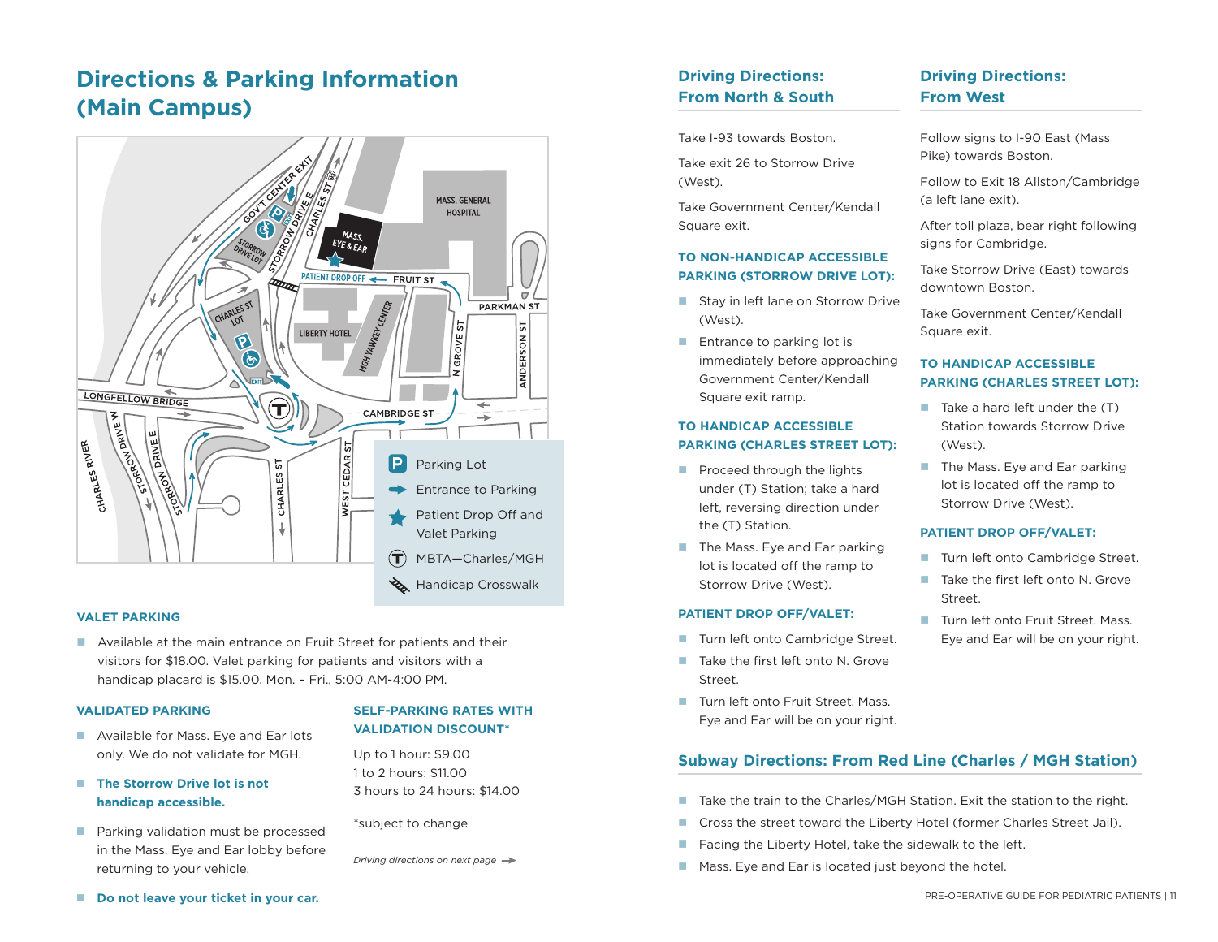# Directions & Parking Information (Main Campus)

P Parking Lot

Entrance to Parking

Patient Drop Off and Valet Parking

MBTA—Charles/MGH

Handicap Crosswalk

### VALET PARKING

- Available at the main entrance on Fruit Street for patients and their visitors for $18.00. Valet parking for patients and visitors with a handicap placard is $15.00. Mon. – Fri., 5:00 AM-4:00 PM.

### VALIDATED PARKING

- Available for Mass. Eye and Ear lots only. We do not validate for MGH.
- **The Storrow Drive lot is not handicap accessible.**
- Parking validation must be processed in the Mass. Eye and Ear lobby before returning to your vehicle.
- **Do not leave your ticket in your car.**

### SELF-PARKING RATES WITH VALIDATION DISCOUNT*

Up to 1 hour: $9.00
1 to 2 hours: $11.00
3 hours to 24 hours: $14.00

*subject to change

*Driving directions on next page →*

## Driving Directions: From North & South

Take I-93 towards Boston.

Take exit 26 to Storrow Drive (West).

Take Government Center/Kendall Square exit.

### TO NON-HANDICAP ACCESSIBLE PARKING (STORROW DRIVE LOT):

- Stay in left lane on Storrow Drive (West).
- Entrance to parking lot is immediately before approaching Government Center/Kendall Square exit ramp.

### TO HANDICAP ACCESSIBLE PARKING (CHARLES STREET LOT):

- Proceed through the lights under (T) Station; take a hard left, reversing direction under the (T) Station.
- The Mass. Eye and Ear parking lot is located off the ramp to Storrow Drive (West).

### PATIENT DROP OFF/VALET:

- Turn left onto Cambridge Street.
- Take the first left onto N. Grove Street.
- Turn left onto Fruit Street. Mass. Eye and Ear will be on your right.

## Driving Directions: From West

Follow signs to I-90 East (Mass Pike) towards Boston.

Follow to Exit 18 Allston/Cambridge (a left lane exit).

After toll plaza, bear right following signs for Cambridge.

Take Storrow Drive (East) towards downtown Boston.

Take Government Center/Kendall Square exit.

### TO HANDICAP ACCESSIBLE PARKING (CHARLES STREET LOT):

- Take a hard left under the (T) Station towards Storrow Drive (West).
- The Mass. Eye and Ear parking lot is located off the ramp to Storrow Drive (West).

### PATIENT DROP OFF/VALET:

- Turn left onto Cambridge Street.
- Take the first left onto N. Grove Street.
- Turn left onto Fruit Street. Mass. Eye and Ear will be on your right.

## Subway Directions: From Red Line (Charles / MGH Station)

- Take the train to the Charles/MGH Station. Exit the station to the right.
- Cross the street toward the Liberty Hotel (former Charles Street Jail).
- Facing the Liberty Hotel, take the sidewalk to the left.
- Mass. Eye and Ear is located just beyond the hotel.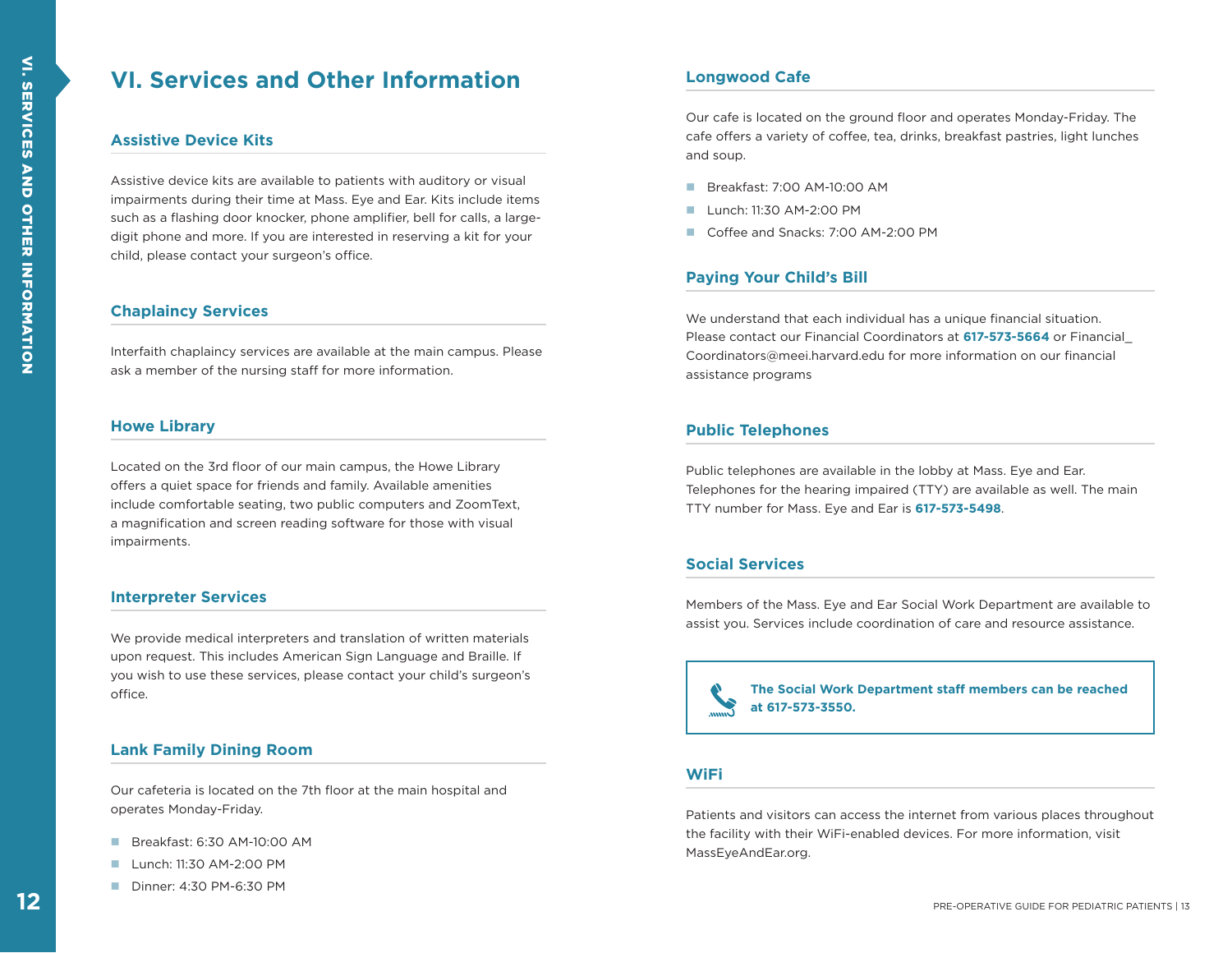# VI. Services and Other Information

## Assistive Device Kits

Assistive device kits are available to patients with auditory or visual impairments during their time at Mass. Eye and Ear. Kits include items such as a flashing door knocker, phone amplifier, bell for calls, a large-digit phone and more. If you are interested in reserving a kit for your child, please contact your surgeon's office.

## Chaplaincy Services

Interfaith chaplaincy services are available at the main campus. Please ask a member of the nursing staff for more information.

## Howe Library

Located on the 3rd floor of our main campus, the Howe Library offers a quiet space for friends and family. Available amenities include comfortable seating, two public computers and ZoomText, a magnification and screen reading software for those with visual impairments.

## Interpreter Services

We provide medical interpreters and translation of written materials upon request. This includes American Sign Language and Braille. If you wish to use these services, please contact your child's surgeon's office.

## Lank Family Dining Room

Our cafeteria is located on the 7th floor at the main hospital and operates Monday-Friday.

- Breakfast: 6:30 AM-10:00 AM
- Lunch: 11:30 AM-2:00 PM
- Dinner: 4:30 PM-6:30 PM

## Longwood Cafe

Our cafe is located on the ground floor and operates Monday-Friday. The cafe offers a variety of coffee, tea, drinks, breakfast pastries, light lunches and soup.

- Breakfast: 7:00 AM-10:00 AM
- Lunch: 11:30 AM-2:00 PM
- Coffee and Snacks: 7:00 AM-2:00 PM

## Paying Your Child's Bill

We understand that each individual has a unique financial situation. Please contact our Financial Coordinators at **617-573-5664** or Financial_Coordinators@meei.harvard.edu for more information on our financial assistance programs

## Public Telephones

Public telephones are available in the lobby at Mass. Eye and Ear. Telephones for the hearing impaired (TTY) are available as well. The main TTY number for Mass. Eye and Ear is **617-573-5498**.

## Social Services

Members of the Mass. Eye and Ear Social Work Department are available to assist you. Services include coordination of care and resource assistance.

**The Social Work Department staff members can be reached at 617-573-3550.**

## WiFi

Patients and visitors can access the internet from various places throughout the facility with their WiFi-enabled devices. For more information, visit MassEyeAndEar.org.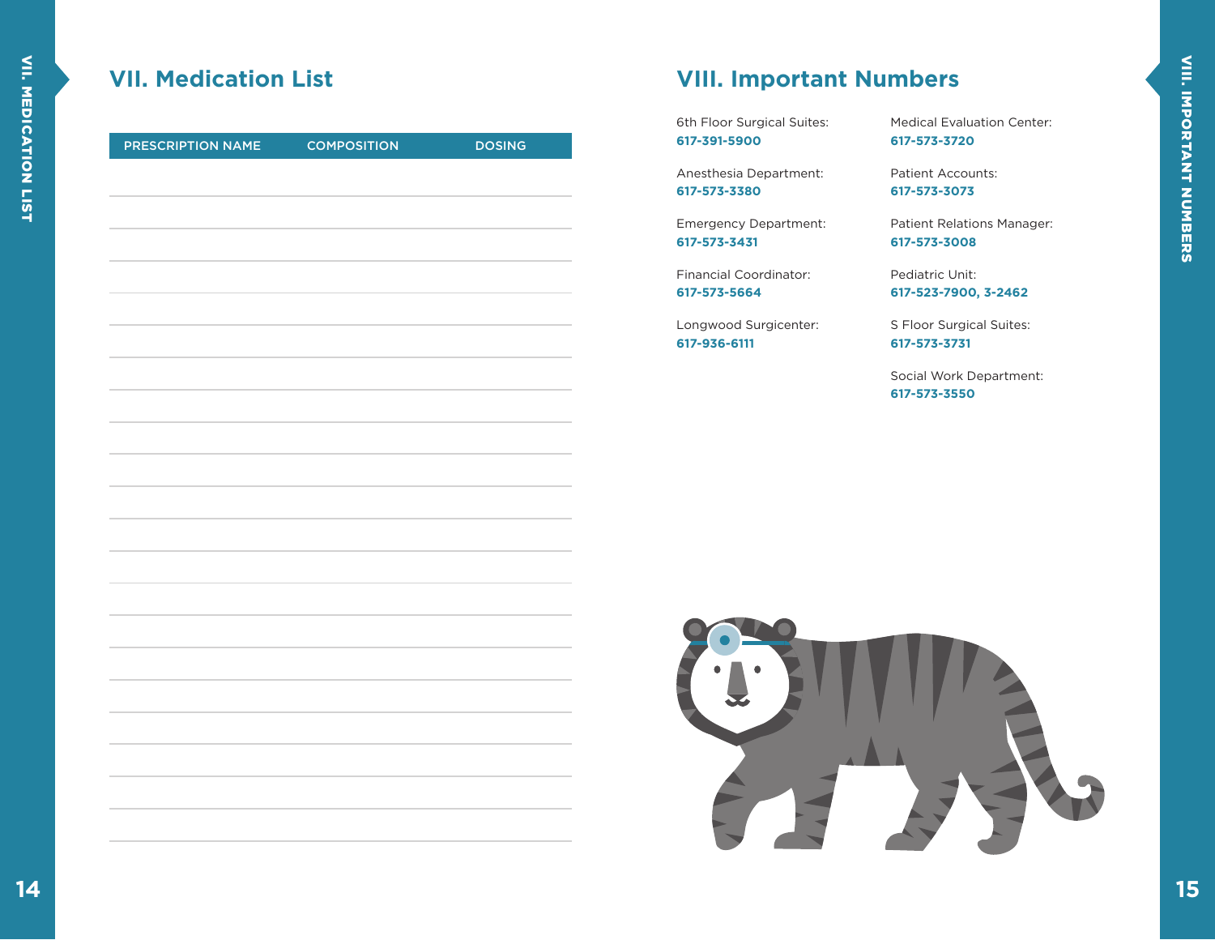## VII. Medication List

| PRESCRIPTION NAME | COMPOSITION | DOSING |
|---|---|---|
| | | |
| | | |
| | | |
| | | |
| | | |
| | | |
| | | |
| | | |
| | | |
| | | |
| | | |
| | | |
| | | |
| | | |
| | | |
| | | |
| | | |
| | | |
| | | |
| | | |
| | | |

## VIII. Important Numbers

6th Floor Surgical Suites:
**617-391-5900**

Anesthesia Department:
**617-573-3380**

Emergency Department:
**617-573-3431**

Financial Coordinator:
**617-573-5664**

Longwood Surgicenter:
**617-936-6111**

Medical Evaluation Center:
**617-573-3720**

Patient Accounts:
**617-573-3073**

Patient Relations Manager:
**617-573-3008**

Pediatric Unit:
**617-523-7900, 3-2462**

S Floor Surgical Suites:
**617-573-3731**

Social Work Department:
**617-573-3550**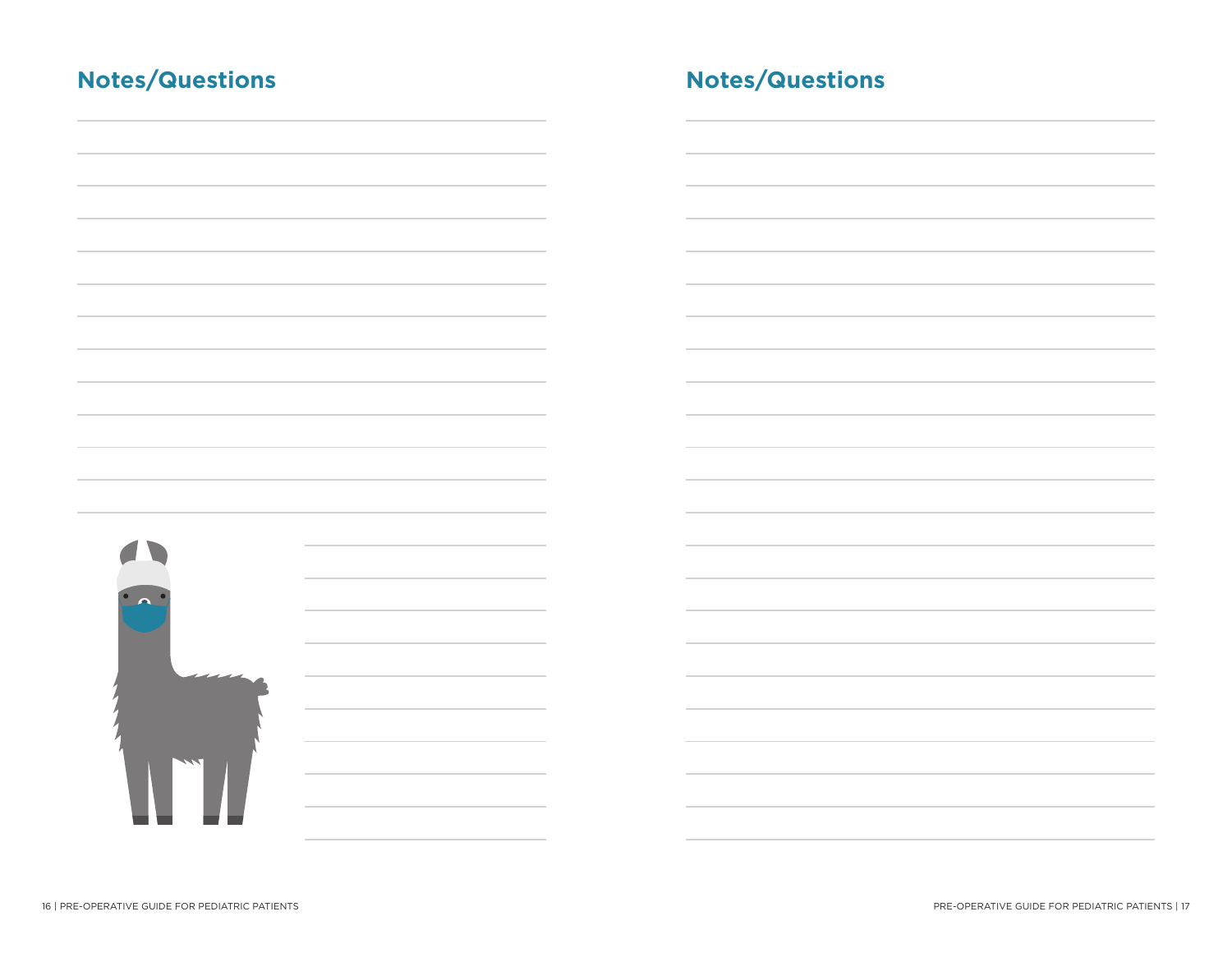## Notes/Questions

## Notes/Questions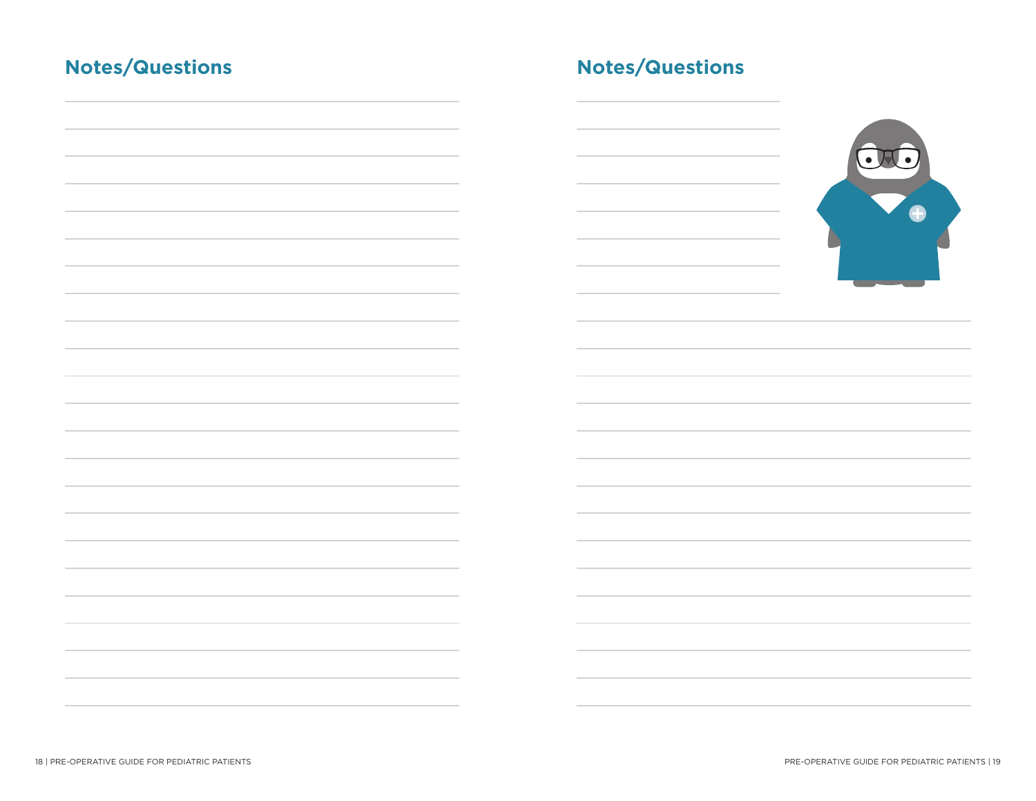## Notes/Questions

## Notes/Questions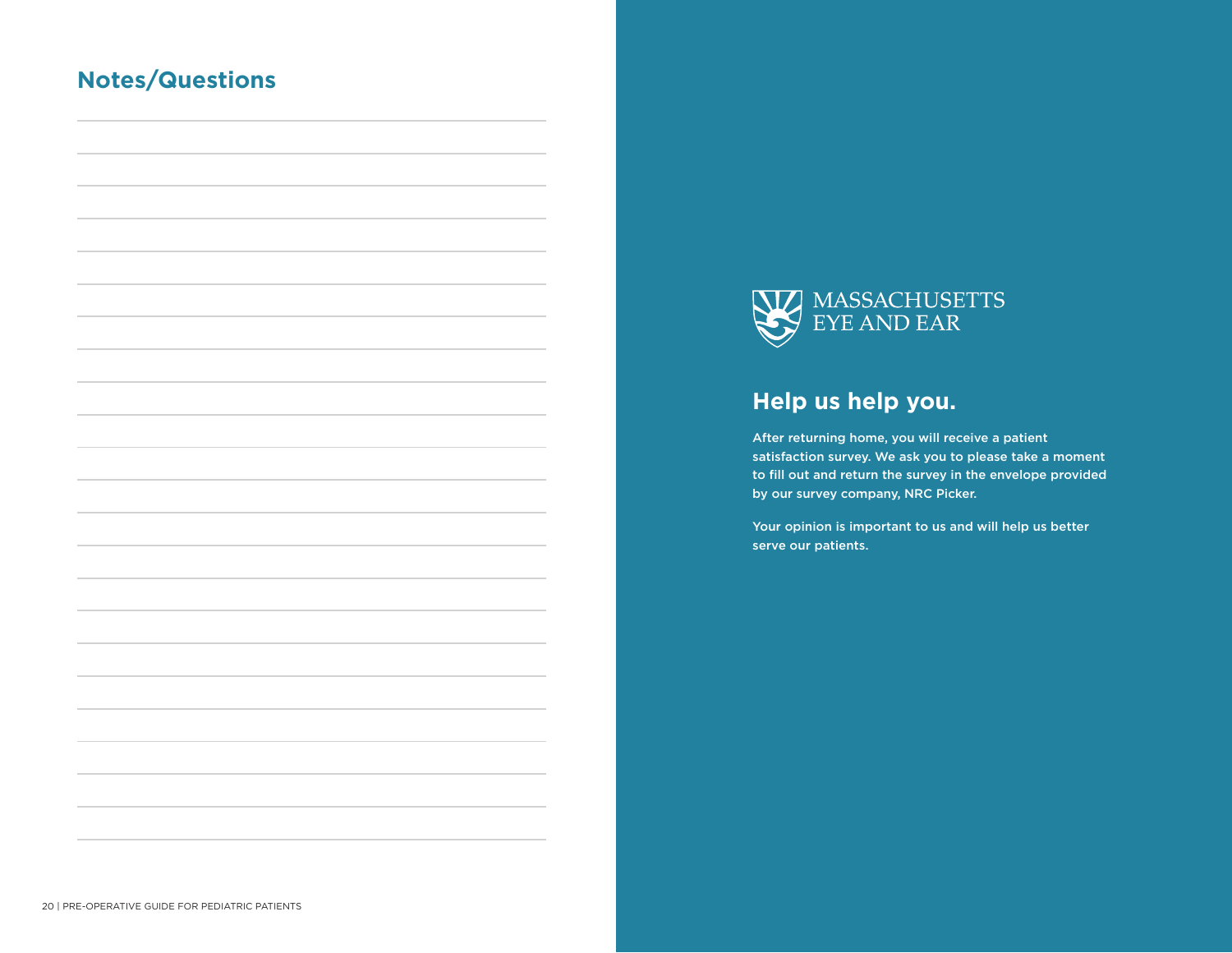## Notes/Questions

MASSACHUSETTS EYE AND EAR

## Help us help you.

After returning home, you will receive a patient satisfaction survey. We ask you to please take a moment to fill out and return the survey in the envelope provided by our survey company, NRC Picker.

Your opinion is important to us and will help us better serve our patients.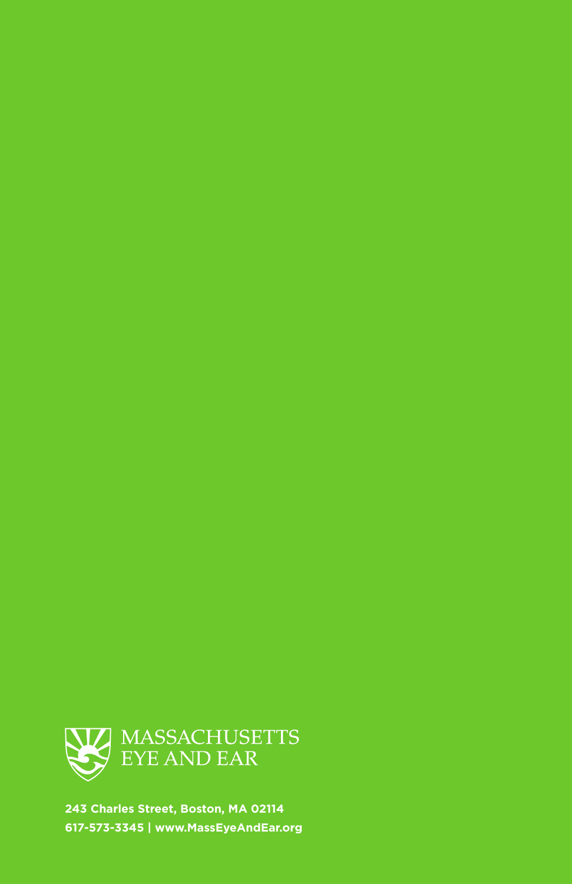MASSACHUSETTS
EYE AND EAR

**243 Charles Street, Boston, MA 02114**
**617-573-3345 | www.MassEyeAndEar.org**